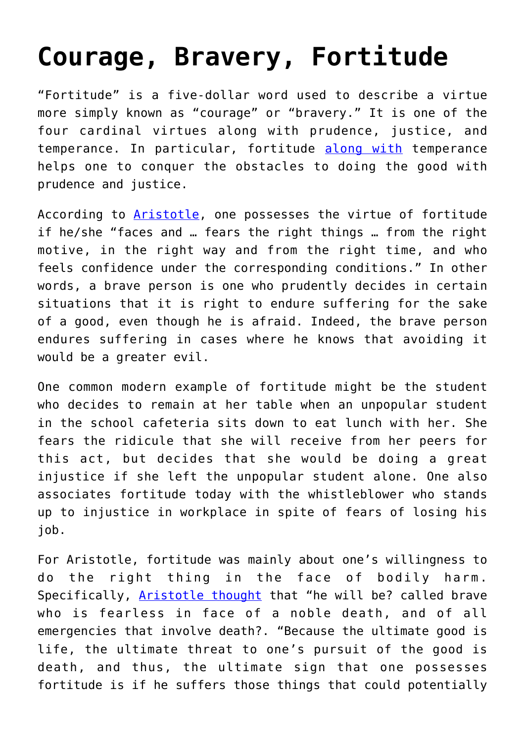# Courage, Bravery, Fortitude

"Fortitude" is a five-dollar word used to describe a virtue more simply known as "courage" or "bravery." It is one of the four cardinal virtues along with prudence, justice, and temperance. In particular, fortitude [along with](#) temperance helps one to conquer the obstacles to doing the good with prudence and justice.

According to [Aristotle](#), one possesses the virtue of fortitude if he/she "faces and … fears the right things … from the right motive, in the right way and from the right time, and who feels confidence under the corresponding conditions." In other words, a brave person is one who prudently decides in certain situations that it is right to endure suffering for the sake of a good, even though he is afraid. Indeed, the brave person endures suffering in cases where he knows that avoiding it would be a greater evil.

One common modern example of fortitude might be the student who decides to remain at her table when an unpopular student in the school cafeteria sits down to eat lunch with her. She fears the ridicule that she will receive from her peers for this act, but decides that she would be doing a great injustice if she left the unpopular student alone. One also associates fortitude today with the whistleblower who stands up to injustice in workplace in spite of fears of losing his job.

For Aristotle, fortitude was mainly about one's willingness to do the right thing in the face of bodily harm. Specifically, [Aristotle thought](#) that "he will be? called brave who is fearless in face of a noble death, and of all emergencies that involve death?. "Because the ultimate good is life, the ultimate threat to one's pursuit of the good is death, and thus, the ultimate sign that one possesses fortitude is if he suffers those things that could potentially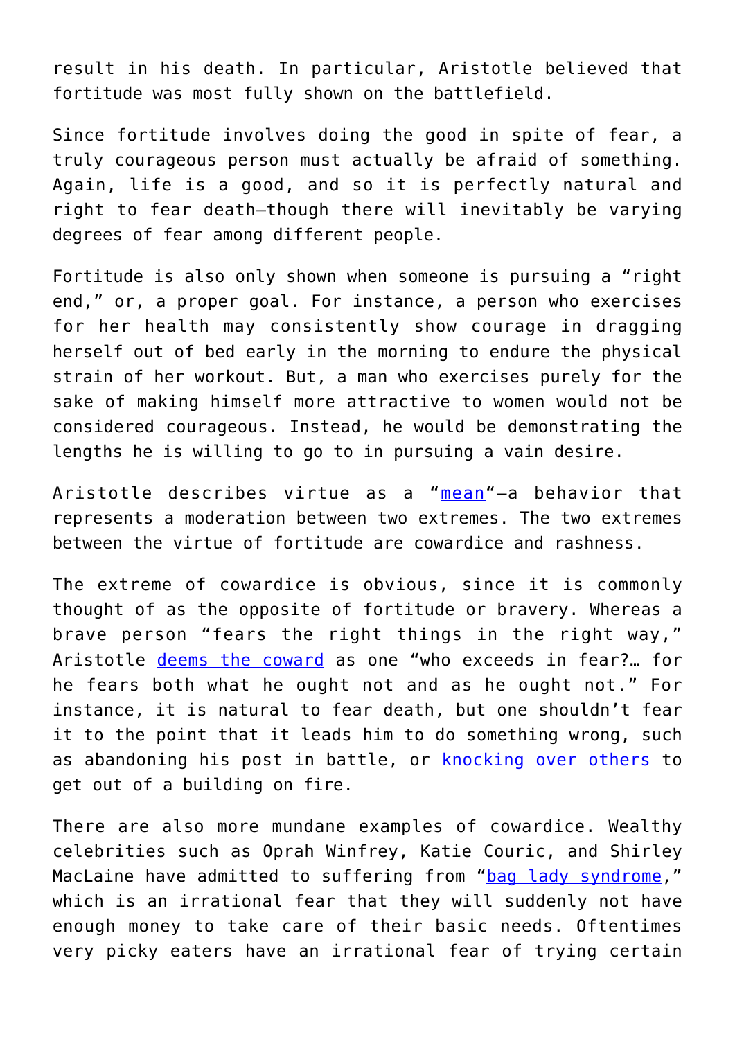result in his death. In particular, Aristotle believed that fortitude was most fully shown on the battlefield.

Since fortitude involves doing the good in spite of fear, a truly courageous person must actually be afraid of something. Again, life is a good, and so it is perfectly natural and right to fear death—though there will inevitably be varying degrees of fear among different people.

Fortitude is also only shown when someone is pursuing a "right end," or, a proper goal. For instance, a person who exercises for her health may consistently show courage in dragging herself out of bed early in the morning to endure the physical strain of her workout. But, a man who exercises purely for the sake of making himself more attractive to women would not be considered courageous. Instead, he would be demonstrating the lengths he is willing to go to in pursuing a vain desire.

Aristotle describes virtue as a "mean"—a behavior that represents a moderation between two extremes. The two extremes between the virtue of fortitude are cowardice and rashness.

The extreme of cowardice is obvious, since it is commonly thought of as the opposite of fortitude or bravery. Whereas a brave person "fears the right things in the right way," Aristotle deems the coward as one "who exceeds in fear?… for he fears both what he ought not and as he ought not." For instance, it is natural to fear death, but one shouldn't fear it to the point that it leads him to do something wrong, such as abandoning his post in battle, or knocking over others to get out of a building on fire.

There are also more mundane examples of cowardice. Wealthy celebrities such as Oprah Winfrey, Katie Couric, and Shirley MacLaine have admitted to suffering from "bag lady syndrome," which is an irrational fear that they will suddenly not have enough money to take care of their basic needs. Oftentimes very picky eaters have an irrational fear of trying certain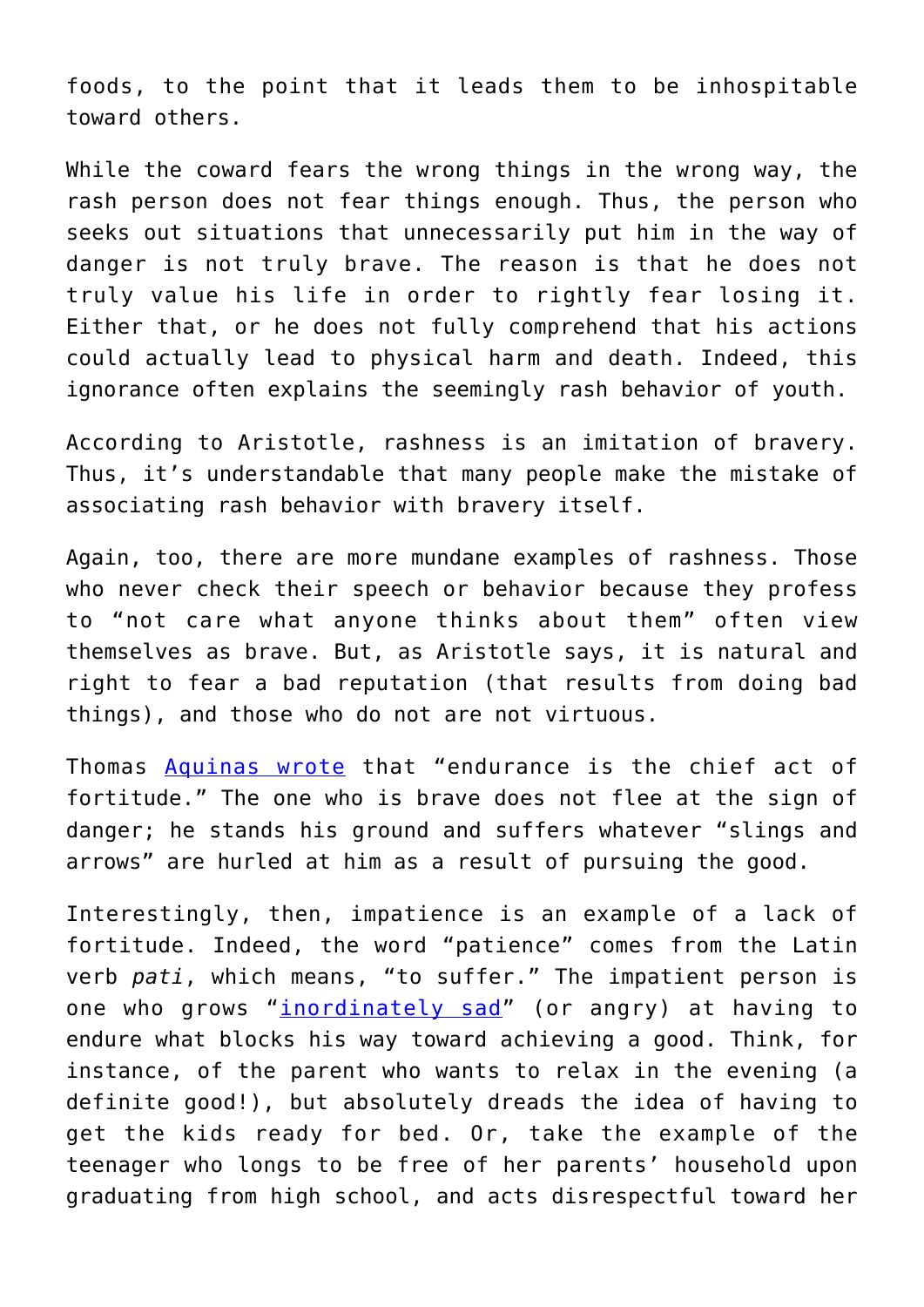foods, to the point that it leads them to be inhospitable toward others.

While the coward fears the wrong things in the wrong way, the rash person does not fear things enough. Thus, the person who seeks out situations that unnecessarily put him in the way of danger is not truly brave. The reason is that he does not truly value his life in order to rightly fear losing it. Either that, or he does not fully comprehend that his actions could actually lead to physical harm and death. Indeed, this ignorance often explains the seemingly rash behavior of youth.

According to Aristotle, rashness is an imitation of bravery. Thus, it's understandable that many people make the mistake of associating rash behavior with bravery itself.

Again, too, there are more mundane examples of rashness. Those who never check their speech or behavior because they profess to "not care what anyone thinks about them" often view themselves as brave. But, as Aristotle says, it is natural and right to fear a bad reputation (that results from doing bad things), and those who do not are not virtuous.

Thomas Aquinas wrote that "endurance is the chief act of fortitude." The one who is brave does not flee at the sign of danger; he stands his ground and suffers whatever "slings and arrows" are hurled at him as a result of pursuing the good.

Interestingly, then, impatience is an example of a lack of fortitude. Indeed, the word "patience" comes from the Latin verb *pati*, which means, "to suffer." The impatient person is one who grows "inordinately sad" (or angry) at having to endure what blocks his way toward achieving a good. Think, for instance, of the parent who wants to relax in the evening (a definite good!), but absolutely dreads the idea of having to get the kids ready for bed. Or, take the example of the teenager who longs to be free of her parents' household upon graduating from high school, and acts disrespectful toward her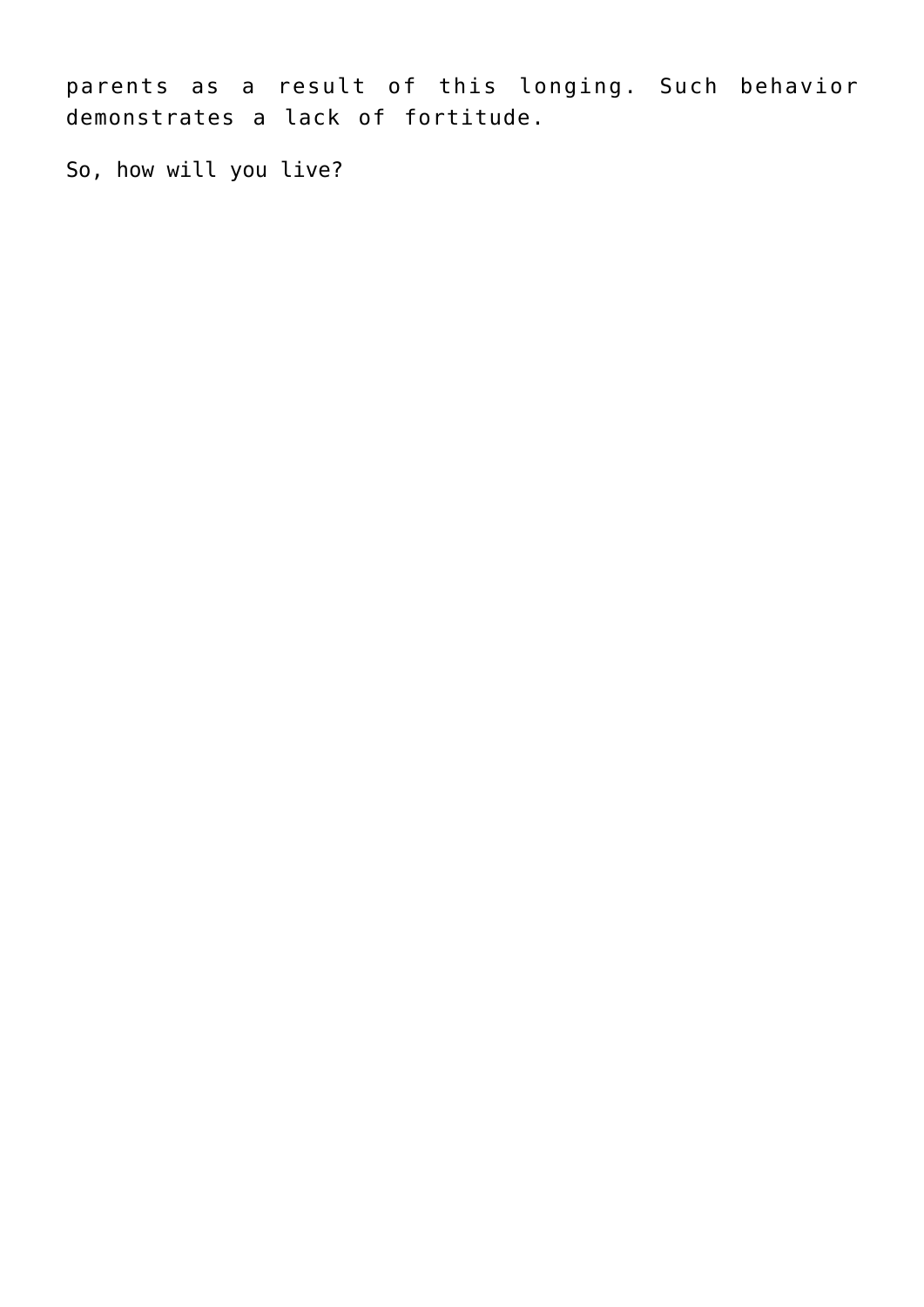parents as a result of this longing. Such behavior demonstrates a lack of fortitude.

So, how will you live?